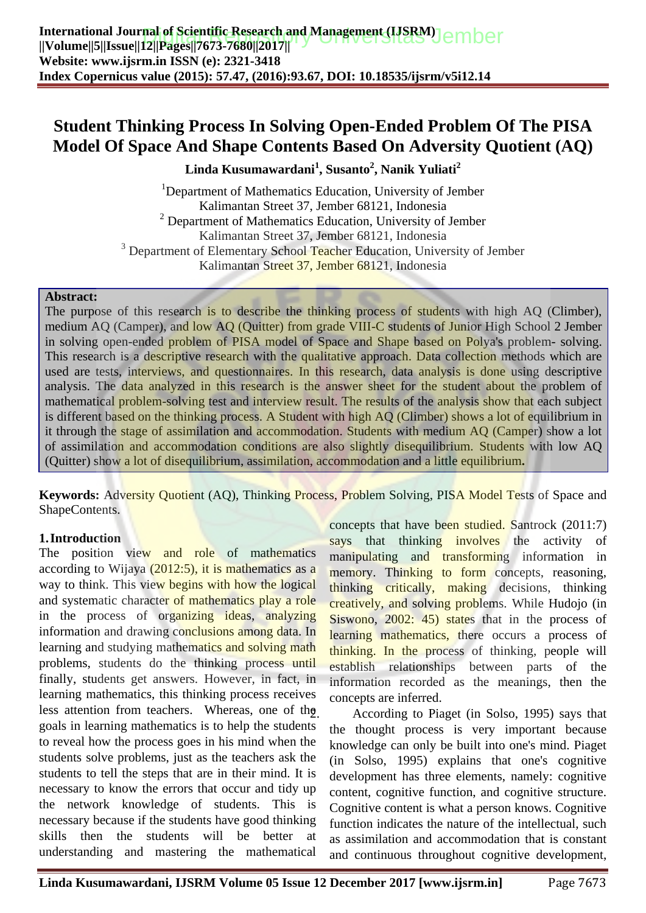# Student Thinking Process In Solving Open-Ended Problem Of The PISA Model Of Space And Shape Contents Based On Adversity Quotient (AQ)

**Linda Kusumawardani[1], Susanto[2], Nanik Yuliati[2]**

[1]Department of Mathematics Education, University of Jember
Kalimantan Street 37, Jember 68121, Indonesia
[2] Department of Mathematics Education, University of Jember
Kalimantan Street 37, Jember 68121, Indonesia
[3] Department of Elementary School Teacher Education, University of Jember
Kalimantan Street 37, Jember 68121, Indonesia

**Abstract:**
The purpose of this research is to describe the thinking process of students with high AQ (Climber), medium AQ (Camper), and low AQ (Quitter) from grade VIII-C students of Junior High School 2 Jember in solving open-ended problem of PISA model of Space and Shape based on Polya's problem- solving. This research is a descriptive research with the qualitative approach. Data collection methods which are used are tests, interviews, and questionnaires. In this research, data analysis is done using descriptive analysis. The data analyzed in this research is the answer sheet for the student about the problem of mathematical problem-solving test and interview result. The results of the analysis show that each subject is different based on the thinking process. A Student with high AQ (Climber) shows a lot of equilibrium in it through the stage of assimilation and accommodation. Students with medium AQ (Camper) show a lot of assimilation and accommodation conditions are also slightly disequilibrium. Students with low AQ (Quitter) show a lot of disequilibrium, assimilation, accommodation and a little equilibrium**.**

**Keywords:** Adversity Quotient (AQ), Thinking Process, Problem Solving, PISA Model Tests of Space and ShapeContents.

## 1. Introduction

The position view and role of mathematics according to Wijaya (2012:5), it is mathematics as a way to think. This view begins with how the logical and systematic character of mathematics play a role in the process of organizing ideas, analyzing information and drawing conclusions among data. In learning and studying mathematics and solving math problems, students do the thinking process until finally, students get answers. However, in fact, in learning mathematics, this thinking process receives less attention from teachers. Whereas, one of the goals in learning mathematics is to help the students to reveal how the process goes in his mind when the students solve problems, just as the teachers ask the students to tell the steps that are in their mind. It is necessary to know the errors that occur and tidy up the network knowledge of students. This is necessary because if the students have good thinking skills then the students will be better at understanding and mastering the mathematical concepts that have been studied. Santrock (2011:7) says that thinking involves the activity of manipulating and transforming information in memory. Thinking to form concepts, reasoning, thinking critically, making decisions, thinking creatively, and solving problems. While Hudojo (in Siswono, 2002: 45) states that in the process of learning mathematics, there occurs a process of thinking. In the process of thinking, people will establish relationships between parts of the information recorded as the meanings, then the concepts are inferred.

According to Piaget (in Solso, 1995) says that the thought process is very important because knowledge can only be built into one's mind. Piaget (in Solso, 1995) explains that one's cognitive development has three elements, namely: cognitive content, cognitive function, and cognitive structure. Cognitive content is what a person knows. Cognitive function indicates the nature of the intellectual, such as assimilation and accommodation that is constant and continuous throughout cognitive development,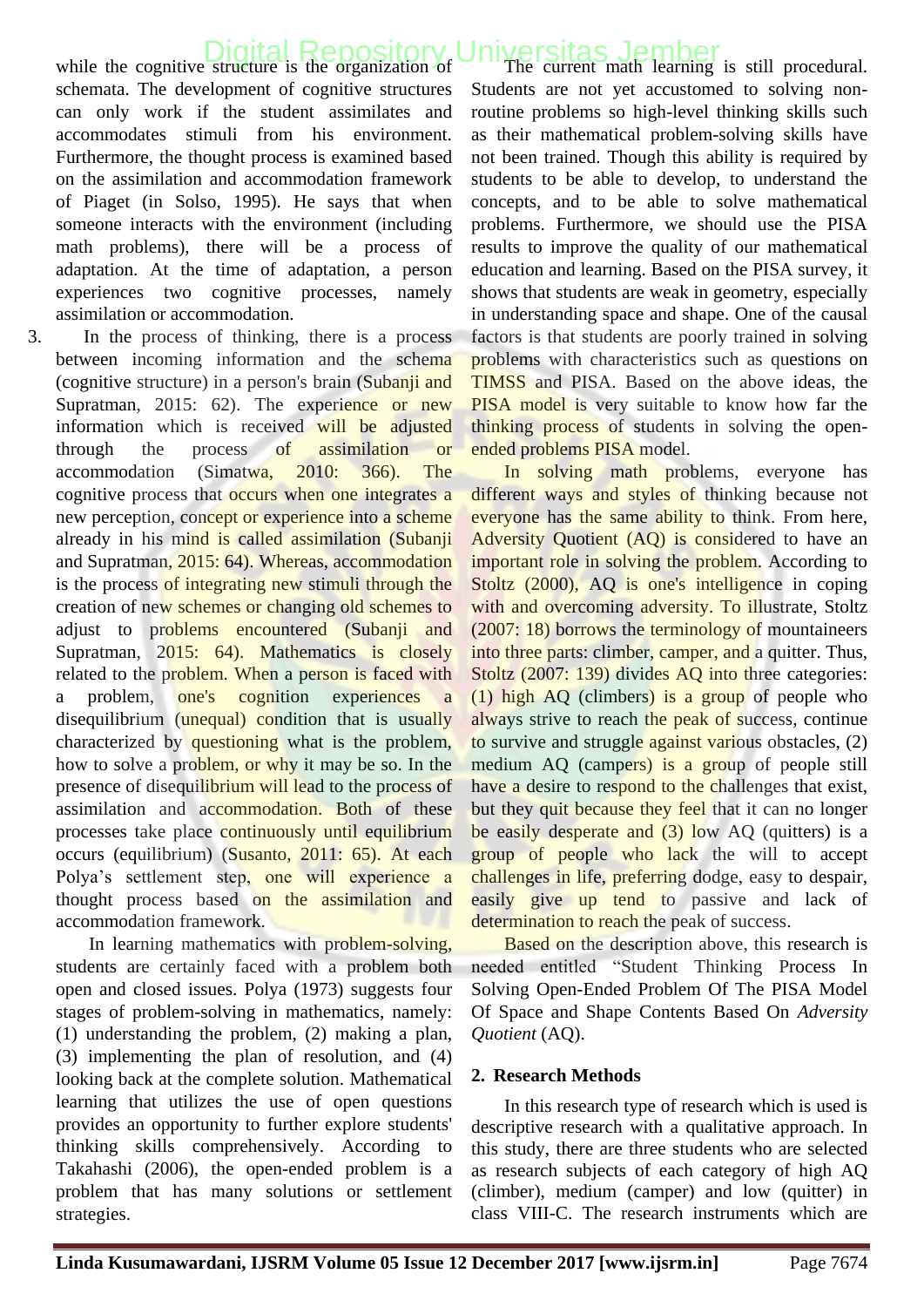while the cognitive structure is the organization of schemata. The development of cognitive structures can only work if the student assimilates and accommodates stimuli from his environment. Furthermore, the thought process is examined based on the assimilation and accommodation framework of Piaget (in Solso, 1995). He says that when someone interacts with the environment (including math problems), there will be a process of adaptation. At the time of adaptation, a person experiences two cognitive processes, namely assimilation or accommodation.

3. In the process of thinking, there is a process between incoming information and the schema (cognitive structure) in a person's brain (Subanji and Supratman, 2015: 62). The experience or new information which is received will be adjusted through the process of assimilation or accommodation (Simatwa, 2010: 366). The cognitive process that occurs when one integrates a new perception, concept or experience into a scheme already in his mind is called assimilation (Subanji and Supratman, 2015: 64). Whereas, accommodation is the process of integrating new stimuli through the creation of new schemes or changing old schemes to adjust to problems encountered (Subanji and Supratman, 2015: 64). Mathematics is closely related to the problem. When a person is faced with a problem, one's cognition experiences a disequilibrium (unequal) condition that is usually characterized by questioning what is the problem, how to solve a problem, or why it may be so. In the presence of disequilibrium will lead to the process of assimilation and accommodation. Both of these processes take place continuously until equilibrium occurs (equilibrium) (Susanto, 2011: 65). At each Polya's settlement step, one will experience a thought process based on the assimilation and accommodation framework.

In learning mathematics with problem-solving, students are certainly faced with a problem both open and closed issues. Polya (1973) suggests four stages of problem-solving in mathematics, namely: (1) understanding the problem, (2) making a plan, (3) implementing the plan of resolution, and (4) looking back at the complete solution. Mathematical learning that utilizes the use of open questions provides an opportunity to further explore students' thinking skills comprehensively. According to Takahashi (2006), the open-ended problem is a problem that has many solutions or settlement strategies.

The current math learning is still procedural. Students are not yet accustomed to solving non-routine problems so high-level thinking skills such as their mathematical problem-solving skills have not been trained. Though this ability is required by students to be able to develop, to understand the concepts, and to be able to solve mathematical problems. Furthermore, we should use the PISA results to improve the quality of our mathematical education and learning. Based on the PISA survey, it shows that students are weak in geometry, especially in understanding space and shape. One of the causal factors is that students are poorly trained in solving problems with characteristics such as questions on TIMSS and PISA. Based on the above ideas, the PISA model is very suitable to know how far the thinking process of students in solving the open-ended problems PISA model.

In solving math problems, everyone has different ways and styles of thinking because not everyone has the same ability to think. From here, Adversity Quotient (AQ) is considered to have an important role in solving the problem. According to Stoltz (2000), AQ is one's intelligence in coping with and overcoming adversity. To illustrate, Stoltz (2007: 18) borrows the terminology of mountaineers into three parts: climber, camper, and a quitter. Thus, Stoltz (2007: 139) divides AQ into three categories: (1) high AQ (climbers) is a group of people who always strive to reach the peak of success, continue to survive and struggle against various obstacles, (2) medium AQ (campers) is a group of people still have a desire to respond to the challenges that exist, but they quit because they feel that it can no longer be easily desperate and (3) low AQ (quitters) is a group of people who lack the will to accept challenges in life, preferring dodge, easy to despair, easily give up tend to passive and lack of determination to reach the peak of success.

Based on the description above, this research is needed entitled "Student Thinking Process In Solving Open-Ended Problem Of The PISA Model Of Space and Shape Contents Based On *Adversity Quotient* (AQ).

## 2. Research Methods

In this research type of research which is used is descriptive research with a qualitative approach. In this study, there are three students who are selected as research subjects of each category of high AQ (climber), medium (camper) and low (quitter) in class VIII-C. The research instruments which are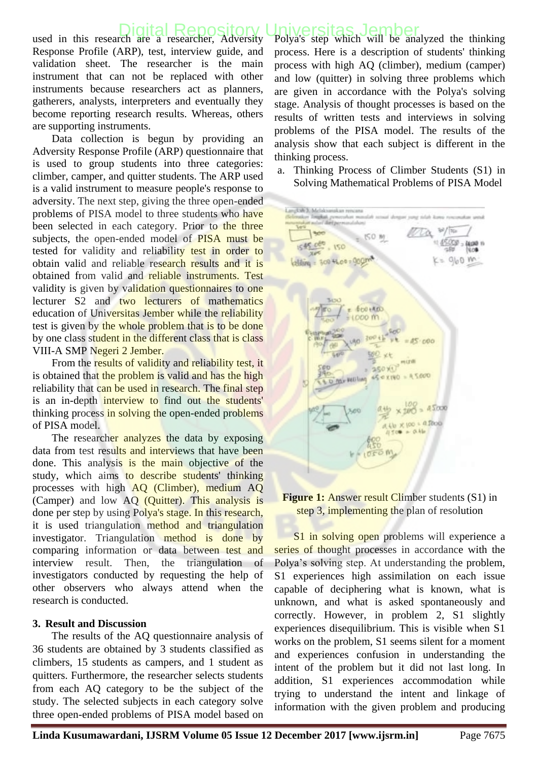used in this research are a researcher, Adversity Response Profile (ARP), test, interview guide, and validation sheet. The researcher is the main instrument that can not be replaced with other instruments because researchers act as planners, gatherers, analysts, interpreters and eventually they become reporting research results. Whereas, others are supporting instruments.

Data collection is begun by providing an Adversity Response Profile (ARP) questionnaire that is used to group students into three categories: climber, camper, and quitter students. The ARP used is a valid instrument to measure people's response to adversity. The next step, giving the three open-ended problems of PISA model to three students who have been selected in each category. Prior to the three subjects, the open-ended model of PISA must be tested for validity and reliability test in order to obtain valid and reliable research results and it is obtained from valid and reliable instruments. Test validity is given by validation questionnaires to one lecturer S2 and two lecturers of mathematics education of Universitas Jember while the reliability test is given by the whole problem that is to be done by one class student in the different class that is class VIII-A SMP Negeri 2 Jember.

From the results of validity and reliability test, it is obtained that the problem is valid and has the high reliability that can be used in research. The final step is an in-depth interview to find out the students' thinking process in solving the open-ended problems of PISA model.

The researcher analyzes the data by exposing data from test results and interviews that have been done. This analysis is the main objective of the study, which aims to describe students' thinking processes with high AQ (Climber), medium AQ (Camper) and low AQ (Quitter). This analysis is done per step by using Polya's stage. In this research, it is used triangulation method and triangulation investigator. Triangulation method is done by comparing information or data between test and interview result. Then, the triangulation of investigators conducted by requesting the help of other observers who always attend when the research is conducted.

## 3. Result and Discussion

The results of the AQ questionnaire analysis of 36 students are obtained by 3 students classified as climbers, 15 students as campers, and 1 student as quitters. Furthermore, the researcher selects students from each AQ category to be the subject of the study. The selected subjects in each category solve three open-ended problems of PISA model based on Polya's step which will be analyzed the thinking process. Here is a description of students' thinking process with high AQ (climber), medium (camper) and low (quitter) in solving three problems which are given in accordance with the Polya's solving stage. Analysis of thought processes is based on the results of written tests and interviews in solving problems of the PISA model. The results of the analysis show that each subject is different in the thinking process.

a. Thinking Process of Climber Students (S1) in Solving Mathematical Problems of PISA Model

**Figure 1:** Answer result Climber students (S1) in step 3, implementing the plan of resolution

S1 in solving open problems will experience a series of thought processes in accordance with the Polya's solving step. At understanding the problem, S1 experiences high assimilation on each issue capable of deciphering what is known, what is unknown, and what is asked spontaneously and correctly. However, in problem 2, S1 slightly experiences disequilibrium. This is visible when S1 works on the problem, S1 seems silent for a moment and experiences confusion in understanding the intent of the problem but it did not last long. In addition, S1 experiences accommodation while trying to understand the intent and linkage of information with the given problem and producing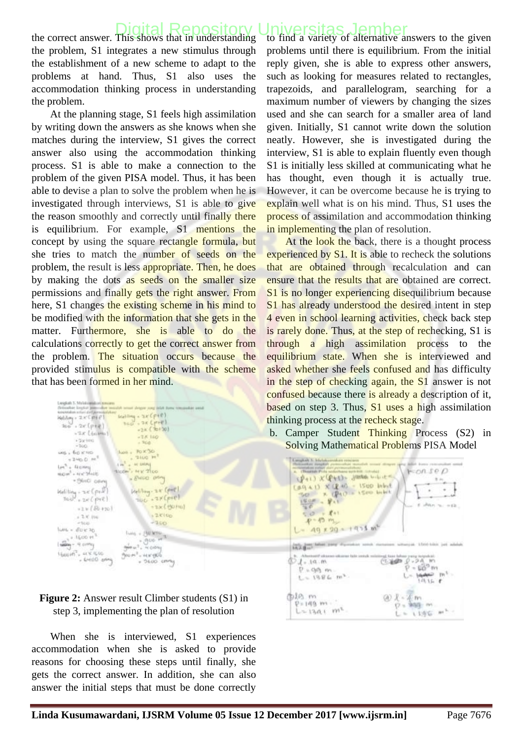the correct answer. This shows that in understanding the problem, S1 integrates a new stimulus through the establishment of a new scheme to adapt to the problems at hand. Thus, S1 also uses the accommodation thinking process in understanding the problem.

At the planning stage, S1 feels high assimilation by writing down the answers as she knows when she matches during the interview, S1 gives the correct answer also using the accommodation thinking process. S1 is able to make a connection to the problem of the given PISA model. Thus, it has been able to devise a plan to solve the problem when he is investigated through interviews, S1 is able to give the reason smoothly and correctly until finally there is equilibrium. For example, S1 mentions the concept by using the square rectangle formula, but she tries to match the number of seeds on the problem, the result is less appropriate. Then, he does by making the dots as seeds on the smaller size permissions and finally gets the right answer. From here, S1 changes the existing scheme in his mind to be modified with the information that she gets in the matter. Furthermore, she is able to do the calculations correctly to get the correct answer from the problem. The situation occurs because the provided stimulus is compatible with the scheme that has been formed in her mind.

**Figure 2:** Answer result Climber students (S1) in step 3, implementing the plan of resolution

When she is interviewed, S1 experiences accommodation when she is asked to provide reasons for choosing these steps until finally, she gets the correct answer. In addition, she can also answer the initial steps that must be done correctly to find a variety of alternative answers to the given problems until there is equilibrium. From the initial reply given, she is able to express other answers, such as looking for measures related to rectangles, trapezoids, and parallelogram, searching for a maximum number of viewers by changing the sizes used and she can search for a smaller area of land given. Initially, S1 cannot write down the solution neatly. However, she is investigated during the interview, S1 is able to explain fluently even though S1 is initially less skilled at communicating what he has thought, even though it is actually true. However, it can be overcome because he is trying to explain well what is on his mind. Thus, S1 uses the process of assimilation and accommodation thinking in implementing the plan of resolution.

At the look the back, there is a thought process experienced by S1. It is able to recheck the solutions that are obtained through recalculation and can ensure that the results that are obtained are correct. S1 is no longer experiencing disequilibrium because S1 has already understood the desired intent in step 4 even in school learning activities, check back step is rarely done. Thus, at the step of rechecking, S1 is through a high assimilation process to the equilibrium state. When she is interviewed and asked whether she feels confused and has difficulty in the step of checking again, the S1 answer is not confused because there is already a description of it, based on step 3. Thus, S1 uses a high assimilation thinking process at the recheck stage.

b. Camper Student Thinking Process (S2) in Solving Mathematical Problems PISA Model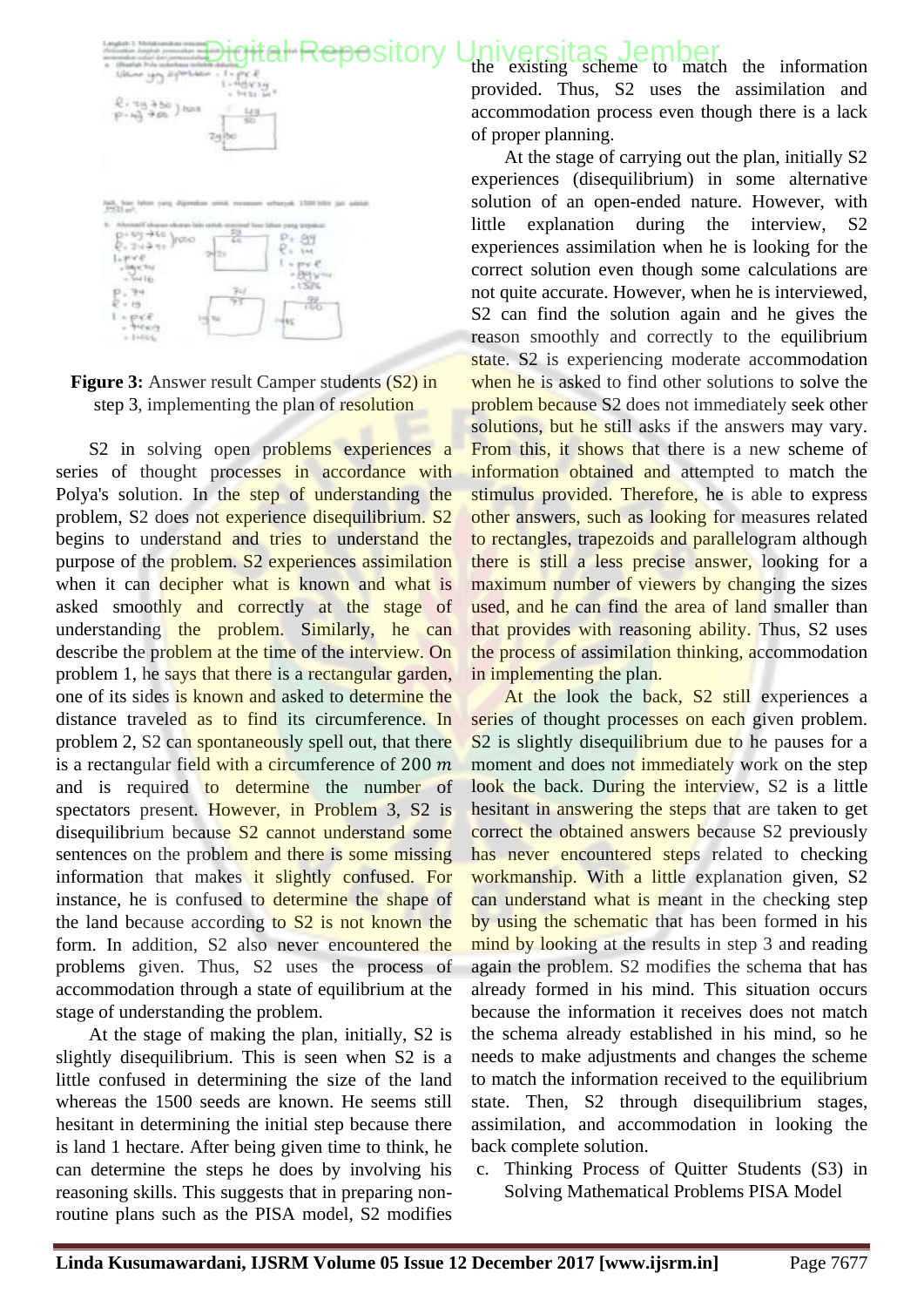**Figure 3:** Answer result Camper students (S2) in step 3, implementing the plan of resolution

S2 in solving open problems experiences a series of thought processes in accordance with Polya's solution. In the step of understanding the problem, S2 does not experience disequilibrium. S2 begins to understand and tries to understand the purpose of the problem. S2 experiences assimilation when it can decipher what is known and what is asked smoothly and correctly at the stage of understanding the problem. Similarly, he can describe the problem at the time of the interview. On problem 1, he says that there is a rectangular garden, one of its sides is known and asked to determine the distance traveled as to find its circumference. In problem 2, S2 can spontaneously spell out, that there is a rectangular field with a circumference of $200\ m$ and is required to determine the number of spectators present. However, in Problem 3, S2 is disequilibrium because S2 cannot understand some sentences on the problem and there is some missing information that makes it slightly confused. For instance, he is confused to determine the shape of the land because according to S2 is not known the form. In addition, S2 also never encountered the problems given. Thus, S2 uses the process of accommodation through a state of equilibrium at the stage of understanding the problem.

At the stage of making the plan, initially, S2 is slightly disequilibrium. This is seen when S2 is a little confused in determining the size of the land whereas the 1500 seeds are known. He seems still hesitant in determining the initial step because there is land 1 hectare. After being given time to think, he can determine the steps he does by involving his reasoning skills. This suggests that in preparing non-routine plans such as the PISA model, S2 modifies the existing scheme to match the information provided. Thus, S2 uses the assimilation and accommodation process even though there is a lack of proper planning.

At the stage of carrying out the plan, initially S2 experiences (disequilibrium) in some alternative solution of an open-ended nature. However, with little explanation during the interview, S2 experiences assimilation when he is looking for the correct solution even though some calculations are not quite accurate. However, when he is interviewed, S2 can find the solution again and he gives the reason smoothly and correctly to the equilibrium state. S2 is experiencing moderate accommodation when he is asked to find other solutions to solve the problem because S2 does not immediately seek other solutions, but he still asks if the answers may vary. From this, it shows that there is a new scheme of information obtained and attempted to match the stimulus provided. Therefore, he is able to express other answers, such as looking for measures related to rectangles, trapezoids and parallelogram although there is still a less precise answer, looking for a maximum number of viewers by changing the sizes used, and he can find the area of land smaller than that provides with reasoning ability. Thus, S2 uses the process of assimilation thinking, accommodation in implementing the plan.

At the look the back, S2 still experiences a series of thought processes on each given problem. S2 is slightly disequilibrium due to he pauses for a moment and does not immediately work on the step look the back. During the interview, S2 is a little hesitant in answering the steps that are taken to get correct the obtained answers because S2 previously has never encountered steps related to checking workmanship. With a little explanation given, S2 can understand what is meant in the checking step by using the schematic that has been formed in his mind by looking at the results in step 3 and reading again the problem. S2 modifies the schema that has already formed in his mind. This situation occurs because the information it receives does not match the schema already established in his mind, so he needs to make adjustments and changes the scheme to match the information received to the equilibrium state. Then, S2 through disequilibrium stages, assimilation, and accommodation in looking the back complete solution.

c. Thinking Process of Quitter Students (S3) in Solving Mathematical Problems PISA Model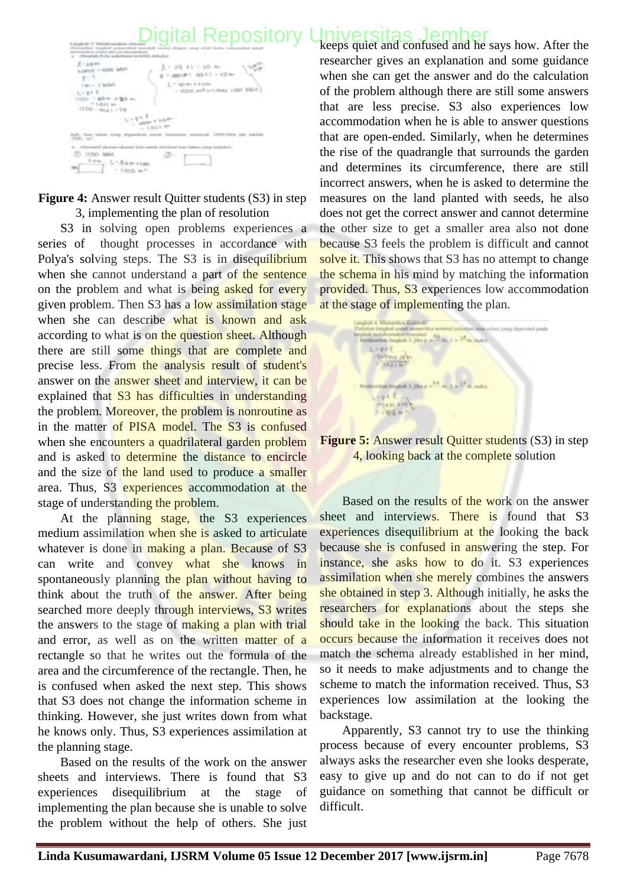**Figure 4:** Answer result Quitter students (S3) in step 3, implementing the plan of resolution

S3 in solving open problems experiences a series of thought processes in accordance with Polya's solving steps. The S3 is in disequilibrium when she cannot understand a part of the sentence on the problem and what is being asked for every given problem. Then S3 has a low assimilation stage when she can describe what is known and ask according to what is on the question sheet. Although there are still some things that are complete and precise less. From the analysis result of student's answer on the answer sheet and interview, it can be explained that S3 has difficulties in understanding the problem. Moreover, the problem is nonroutine as in the matter of PISA model. The S3 is confused when she encounters a quadrilateral garden problem and is asked to determine the distance to encircle and the size of the land used to produce a smaller area. Thus, S3 experiences accommodation at the stage of understanding the problem.

At the planning stage, the S3 experiences medium assimilation when she is asked to articulate whatever is done in making a plan. Because of S3 can write and convey what she knows in spontaneously planning the plan without having to think about the truth of the answer. After being searched more deeply through interviews, S3 writes the answers to the stage of making a plan with trial and error, as well as on the written matter of a rectangle so that he writes out the formula of the area and the circumference of the rectangle. Then, he is confused when asked the next step. This shows that S3 does not change the information scheme in thinking. However, she just writes down from what he knows only. Thus, S3 experiences assimilation at the planning stage.

Based on the results of the work on the answer sheets and interviews. There is found that S3 experiences disequilibrium at the stage of implementing the plan because she is unable to solve the problem without the help of others. She just keeps quiet and confused and he says how. After the researcher gives an explanation and some guidance when she can get the answer and do the calculation of the problem although there are still some answers that are less precise. S3 also experiences low accommodation when he is able to answer questions that are open-ended. Similarly, when he determines the rise of the quadrangle that surrounds the garden and determines its circumference, there are still incorrect answers, when he is asked to determine the measures on the land planted with seeds, he also does not get the correct answer and cannot determine the other size to get a smaller area also not done because S3 feels the problem is difficult and cannot solve it. This shows that S3 has no attempt to change the schema in his mind by matching the information provided. Thus, S3 experiences low accommodation at the stage of implementing the plan.

**Figure 5:** Answer result Quitter students (S3) in step 4, looking back at the complete solution

Based on the results of the work on the answer sheet and interviews. There is found that S3 experiences disequilibrium at the looking the back because she is confused in answering the step. For instance, she asks how to do it. S3 experiences assimilation when she merely combines the answers she obtained in step 3. Although initially, he asks the researchers for explanations about the steps she should take in the looking the back. This situation occurs because the information it receives does not match the schema already established in her mind, so it needs to make adjustments and to change the scheme to match the information received. Thus, S3 experiences low assimilation at the looking the backstage.

Apparently, S3 cannot try to use the thinking process because of every encounter problems, S3 always asks the researcher even she looks desperate, easy to give up and do not can to do if not get guidance on something that cannot be difficult or difficult.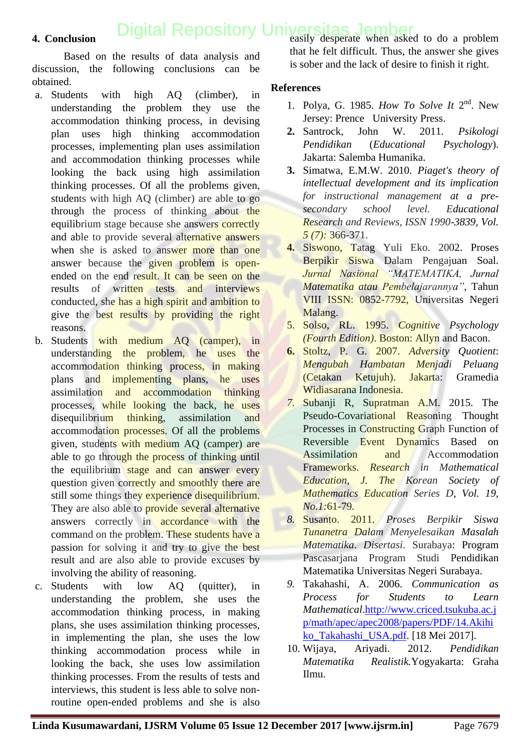## 4. Conclusion

Based on the results of data analysis and discussion, the following conclusions can be obtained.

a. Students with high AQ (climber), in understanding the problem they use the accommodation thinking process, in devising plan uses high thinking accommodation processes, implementing plan uses assimilation and accommodation thinking processes while looking the back using high assimilation thinking processes. Of all the problems given, students with high AQ (climber) are able to go through the process of thinking about the equilibrium stage because she answers correctly and able to provide several alternative answers when she is asked to answer more than one answer because the given problem is open-ended on the end result. It can be seen on the results of written tests and interviews conducted, she has a high spirit and ambition to give the best results by providing the right reasons.

b. Students with medium AQ (camper), in understanding the problem, he uses the accommodation thinking process, in making plans and implementing plans, he uses assimilation and accommodation thinking processes, while looking the back, he uses disequilibrium thinking, assimilation and accommodation processes. Of all the problems given, students with medium AQ (camper) are able to go through the process of thinking until the equilibrium stage and can answer every question given correctly and smoothly there are still some things they experience disequilibrium. They are also able to provide several alternative answers correctly in accordance with the command on the problem. These students have a passion for solving it and try to give the best result and are also able to provide excuses by involving the ability of reasoning.

c. Students with low AQ (quitter), in understanding the problem, she uses the accommodation thinking process, in making plans, she uses assimilation thinking processes, in implementing the plan, she uses the low thinking accommodation process while in looking the back, she uses low assimilation thinking processes. From the results of tests and interviews, this student is less able to solve non-routine open-ended problems and she is also easily desperate when asked to do a problem that he felt difficult. Thus, the answer she gives is sober and the lack of desire to finish it right.

## References

1. Polya, G. 1985. *How To Solve It* 2nd. New Jersey: Prence University Press.
2. Santrock, John W. 2011. *Psikologi Pendidikan* (*Educational Psychology*). Jakarta: Salemba Humanika.
3. Simatwa, E.M.W. 2010. *Piaget's theory of intellectual development and its implication for instructional management at a pre-secondary school level. Educational Research and Reviews, ISSN 1990-3839, Vol. 5 (7):* 366-371.
4. Siswono, Tatag Yuli Eko. 2002. Proses Berpikir Siswa Dalam Pengajuan Soal. *Jurnal Nasional "MATEMATIKA, Jurnal Matematika atau Pembelajarannya"*, Tahun VIII ISSN: 0852-7792, Universitas Negeri Malang.
5. Solso, RL. 1995. *Cognitive Psychology (Fourth Edition)*. Boston: Allyn and Bacon.
6. Stoltz, P. G. 2007. *Adversity Quotient*: *Mengubah Hambatan Menjadi Peluang* (Cetakan Ketujuh). Jakarta: Gramedia Widiasarana Indonesia.
7. Subanji R, Supratman A.M. 2015. The Pseudo-Covariational Reasoning Thought Processes in Constructing Graph Function of Reversible Event Dynamics Based on Assimilation and Accommodation Frameworks. *Research in Mathematical Education, J. The Korean Society of Mathematics Education Series D, Vol. 19, No.1:*61-79.
8. Susanto. 2011. *Proses Berpikir Siswa Tunanetra Dalam Menyelesaikan Masalah Matematika*. *Disertasi*. Surabaya: Program Pascasarjana Program Studi Pendidikan Matematika Universitas Negeri Surabaya.
9. Takahashi, A. 2006. *Communication as Process for Students to Learn Mathematical*.http://www.criced.tsukuba.ac.jp/math/apec/apec2008/papers/PDF/14.Akihiko_Takahashi_USA.pdf. [18 Mei 2017].
10. Wijaya, Ariyadi. 2012. *Pendidikan Matematika Realistik.*Yogyakarta: Graha Ilmu.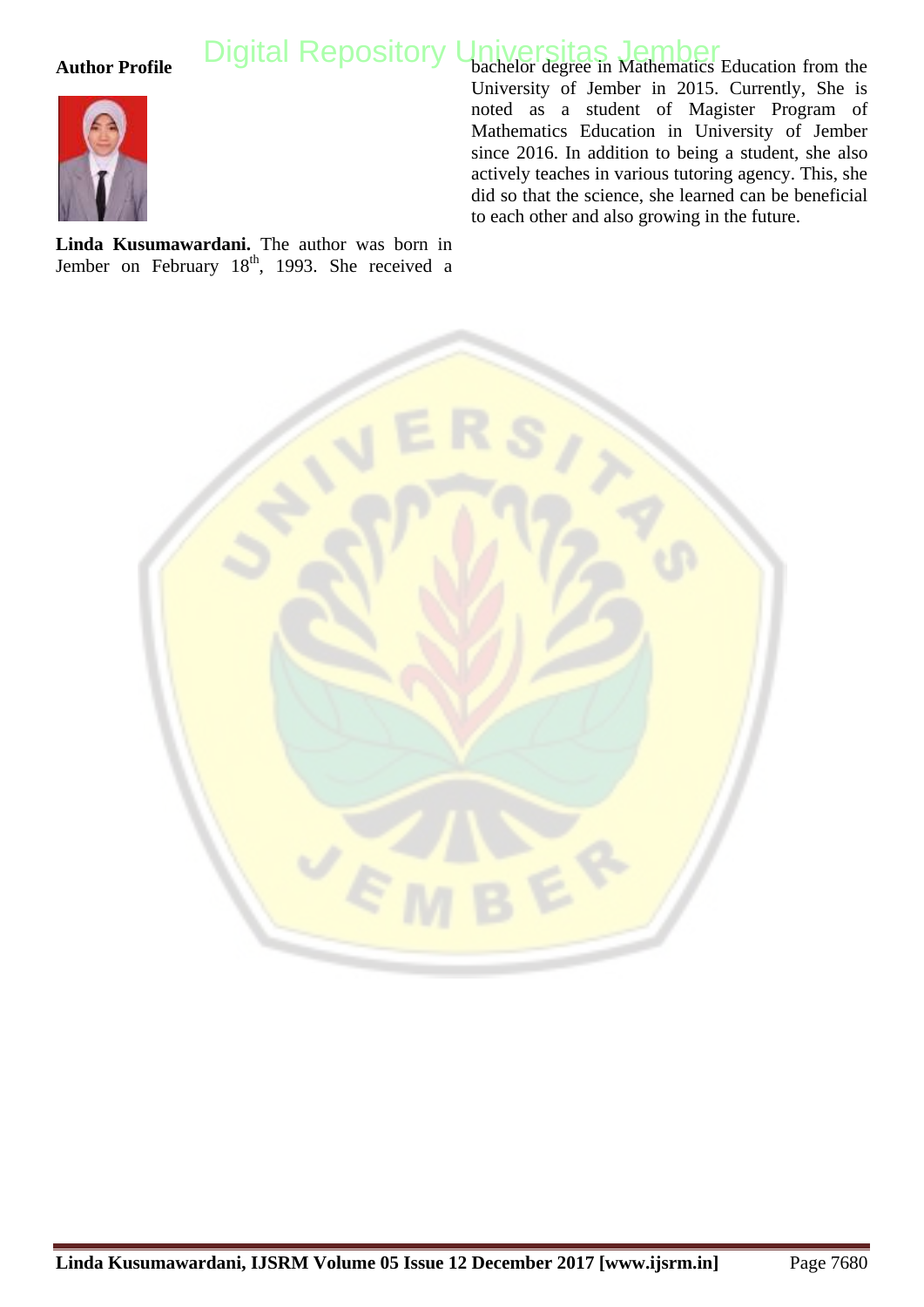**Author Profile**

**Linda Kusumawardani.** The author was born in Jember on February 18th, 1993. She received a bachelor degree in Mathematics Education from the University of Jember in 2015. Currently, She is noted as a student of Magister Program of Mathematics Education in University of Jember since 2016. In addition to being a student, she also actively teaches in various tutoring agency. This, she did so that the science, she learned can be beneficial to each other and also growing in the future.